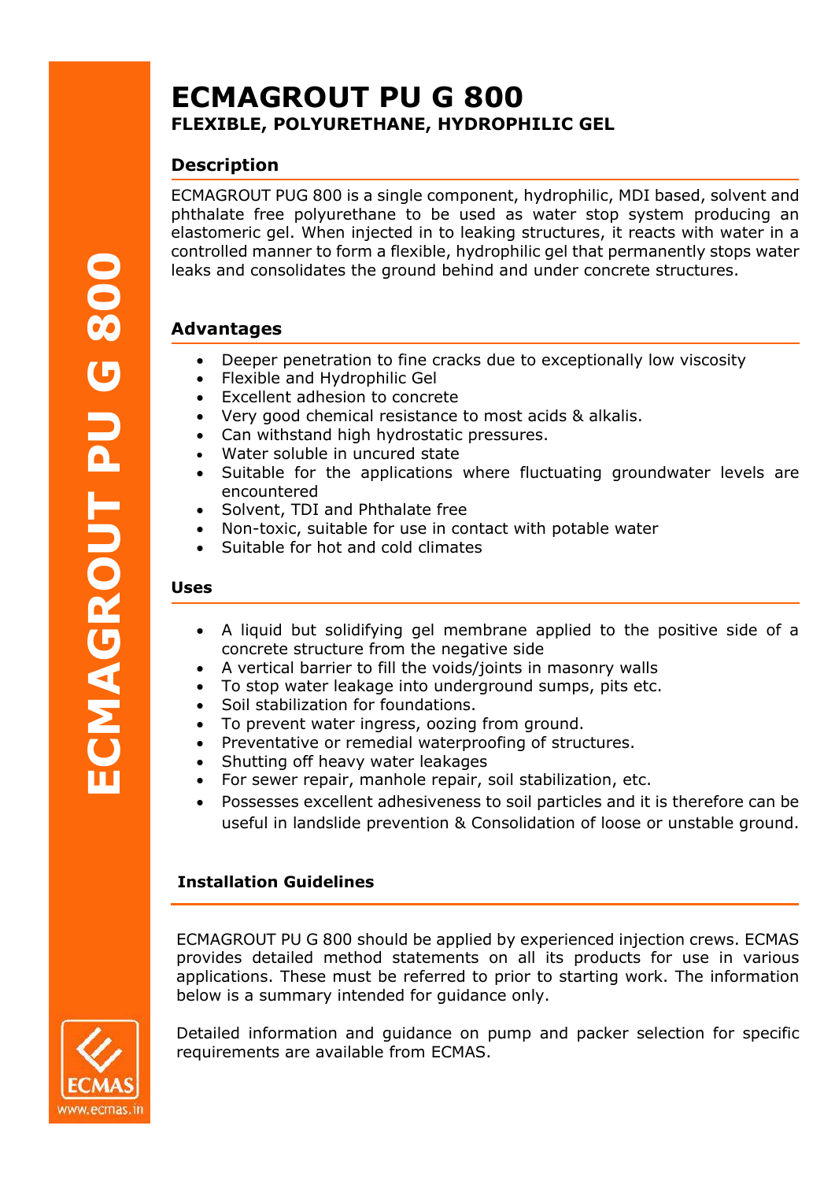# ECMAGROUT PU G 800

## FLEXIBLE, POLYURETHANE, HYDROPHILIC GEL

### Description

ECMAGROUT PUG 800 is a single component, hydrophilic, MDI based, solvent and phthalate free polyurethane to be used as water stop system producing an elastomeric gel. When injected in to leaking structures, it reacts with water in a controlled manner to form a flexible, hydrophilic gel that permanently stops water leaks and consolidates the ground behind and under concrete structures.

### Advantages

- Deeper penetration to fine cracks due to exceptionally low viscosity
- Flexible and Hydrophilic Gel
- Excellent adhesion to concrete
- Very good chemical resistance to most acids & alkalis.
- Can withstand high hydrostatic pressures.
- Water soluble in uncured state
- Suitable for the applications where fluctuating groundwater levels are encountered
- Solvent, TDI and Phthalate free
- Non-toxic, suitable for use in contact with potable water
- Suitable for hot and cold climates

### Uses

- A liquid but solidifying gel membrane applied to the positive side of a concrete structure from the negative side
- A vertical barrier to fill the voids/joints in masonry walls
- To stop water leakage into underground sumps, pits etc.
- Soil stabilization for foundations.
- To prevent water ingress, oozing from ground.
- Preventative or remedial waterproofing of structures.
- Shutting off heavy water leakages
- For sewer repair, manhole repair, soil stabilization, etc.
- Possesses excellent adhesiveness to soil particles and it is therefore can be useful in landslide prevention & Consolidation of loose or unstable ground.

### Installation Guidelines

ECMAGROUT PU G 800 should be applied by experienced injection crews. ECMAS provides detailed method statements on all its products for use in various applications. These must be referred to prior to starting work. The information below is a summary intended for guidance only.

Detailed information and guidance on pump and packer selection for specific requirements are available from ECMAS.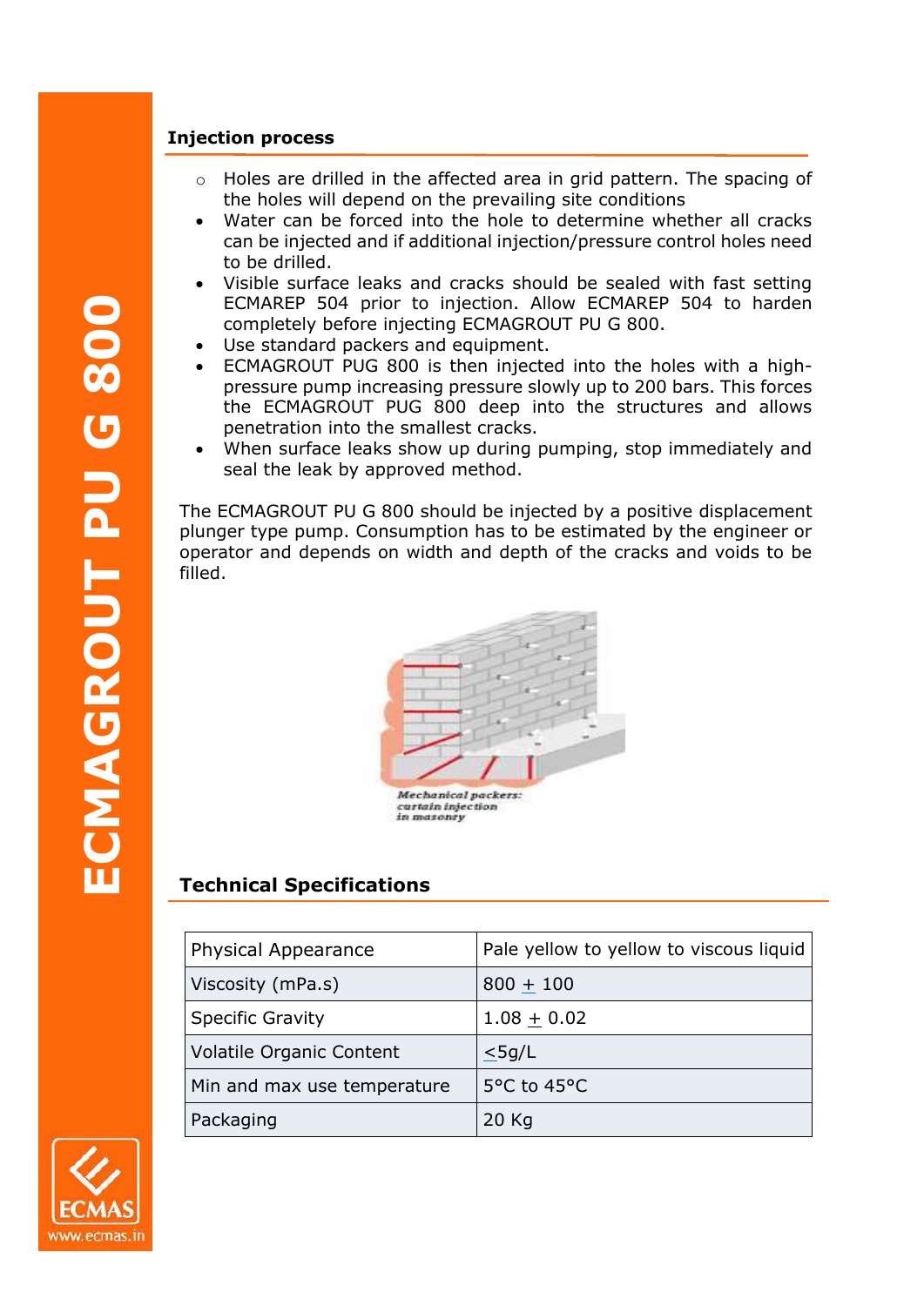### Injection process

- Holes are drilled in the affected area in grid pattern. The spacing of the holes will depend on the prevailing site conditions
- Water can be forced into the hole to determine whether all cracks can be injected and if additional injection/pressure control holes need to be drilled.
- Visible surface leaks and cracks should be sealed with fast setting ECMAREP 504 prior to injection. Allow ECMAREP 504 to harden completely before injecting ECMAGROUT PU G 800.
- Use standard packers and equipment.
- ECMAGROUT PUG 800 is then injected into the holes with a high-pressure pump increasing pressure slowly up to 200 bars. This forces the ECMAGROUT PUG 800 deep into the structures and allows penetration into the smallest cracks.
- When surface leaks show up during pumping, stop immediately and seal the leak by approved method.

The ECMAGROUT PU G 800 should be injected by a positive displacement plunger type pump. Consumption has to be estimated by the engineer or operator and depends on width and depth of the cracks and voids to be filled.

*Mechanical packers: curtain injection in masonry*

### Technical Specifications

| Physical Appearance | Pale yellow to yellow to viscous liquid |
|---|---|
| Viscosity (mPa.s) | 800 ± 100 |
| Specific Gravity | 1.08 ± 0.02 |
| Volatile Organic Content | ≤5g/L |
| Min and max use temperature | 5°C to 45°C |
| Packaging | 20 Kg |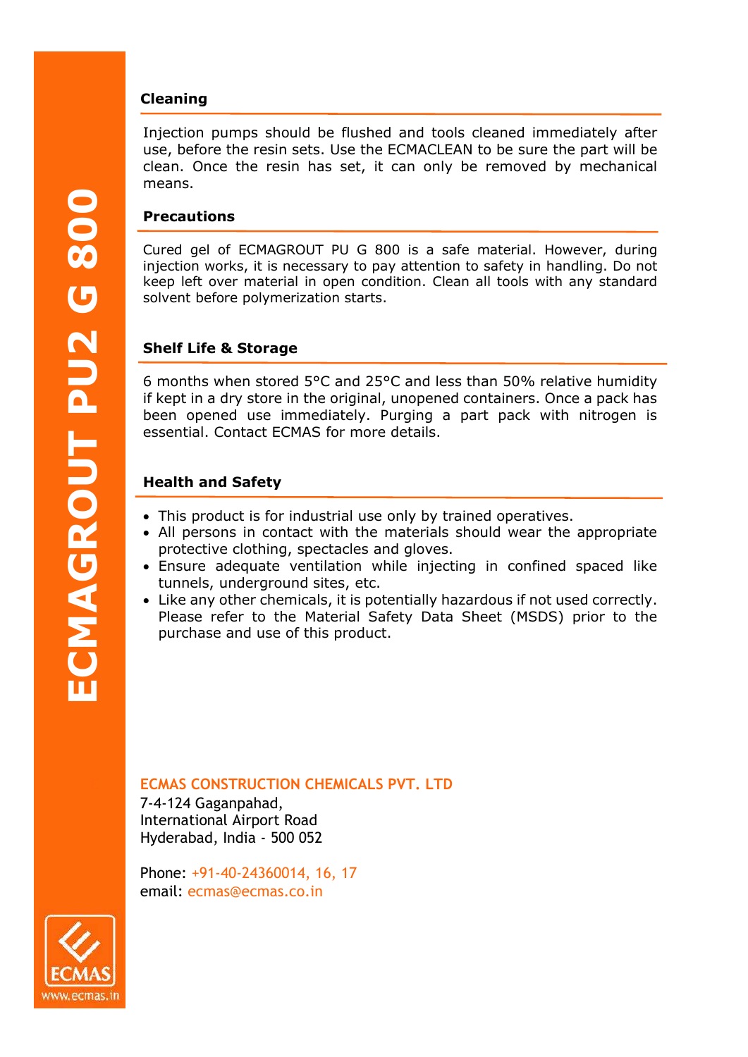## Cleaning

Injection pumps should be flushed and tools cleaned immediately after use, before the resin sets. Use the ECMACLEAN to be sure the part will be clean. Once the resin has set, it can only be removed by mechanical means.

## Precautions

Cured gel of ECMAGROUT PU G 800 is a safe material. However, during injection works, it is necessary to pay attention to safety in handling. Do not keep left over material in open condition. Clean all tools with any standard solvent before polymerization starts.

## Shelf Life & Storage

6 months when stored 5°C and 25°C and less than 50% relative humidity if kept in a dry store in the original, unopened containers. Once a pack has been opened use immediately. Purging a part pack with nitrogen is essential. Contact ECMAS for more details.

## Health and Safety

- This product is for industrial use only by trained operatives.
- All persons in contact with the materials should wear the appropriate protective clothing, spectacles and gloves.
- Ensure adequate ventilation while injecting in confined spaced like tunnels, underground sites, etc.
- Like any other chemicals, it is potentially hazardous if not used correctly. Please refer to the Material Safety Data Sheet (MSDS) prior to the purchase and use of this product.

**ECMAS CONSTRUCTION CHEMICALS PVT. LTD**

7-4-124 Gaganpahad,
International Airport Road
Hyderabad, India - 500 052

Phone: +91-40-24360014, 16, 17
email: ecmas@ecmas.co.in

ECMAGROUT PU2 G 800

ECMAS
www.ecmas.in